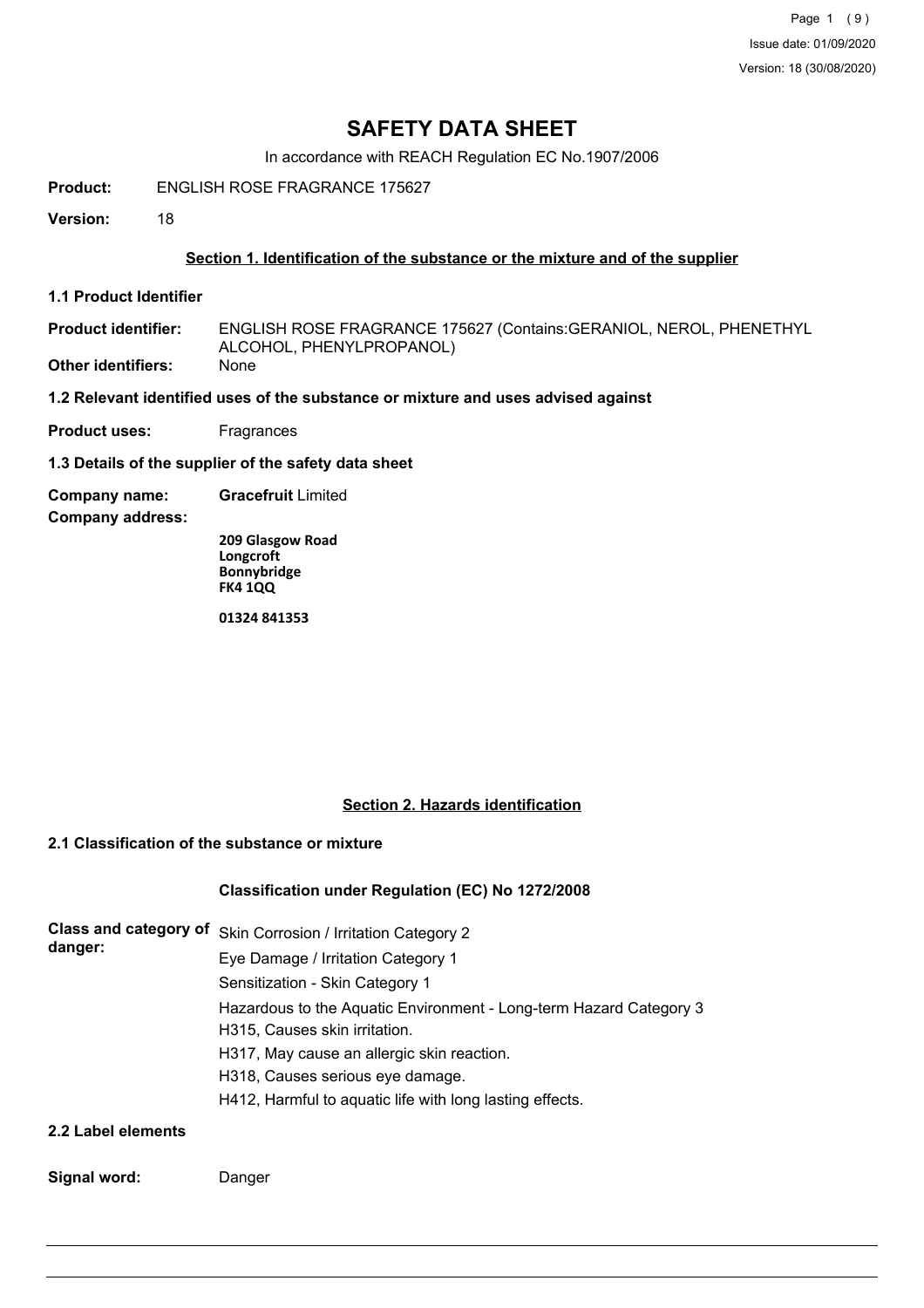# SAFETY DATA SHEET

In accordance with REACH Regulation EC No.1907/2006

**Product:** ENGLISH ROSE FRAGRANCE 175627

**Version:** 18

## Section 1. Identification of the substance or the mixture and of the supplier

**1.1 Product Identifier**

**Product identifier:** ENGLISH ROSE FRAGRANCE 175627 (Contains:GERANIOL, NEROL, PHENETHYL ALCOHOL, PHENYLPROPANOL)

**Other identifiers:** None

**1.2 Relevant identified uses of the substance or mixture and uses advised against**

**Product uses:** Fragrances

**1.3 Details of the supplier of the safety data sheet**

**Company name:** **Gracefruit** Limited

**Company address:**

**209 Glasgow Road**
**Longcroft**
**Bonnybridge**
**FK4 1QQ**

**01324 841353**

## Section 2. Hazards identification

**2.1 Classification of the substance or mixture**

**Classification under Regulation (EC) No 1272/2008**

**Class and category of danger:**

Skin Corrosion / Irritation Category 2
Eye Damage / Irritation Category 1
Sensitization - Skin Category 1
Hazardous to the Aquatic Environment - Long-term Hazard Category 3
H315, Causes skin irritation.
H317, May cause an allergic skin reaction.
H318, Causes serious eye damage.
H412, Harmful to aquatic life with long lasting effects.

**2.2 Label elements**

**Signal word:** Danger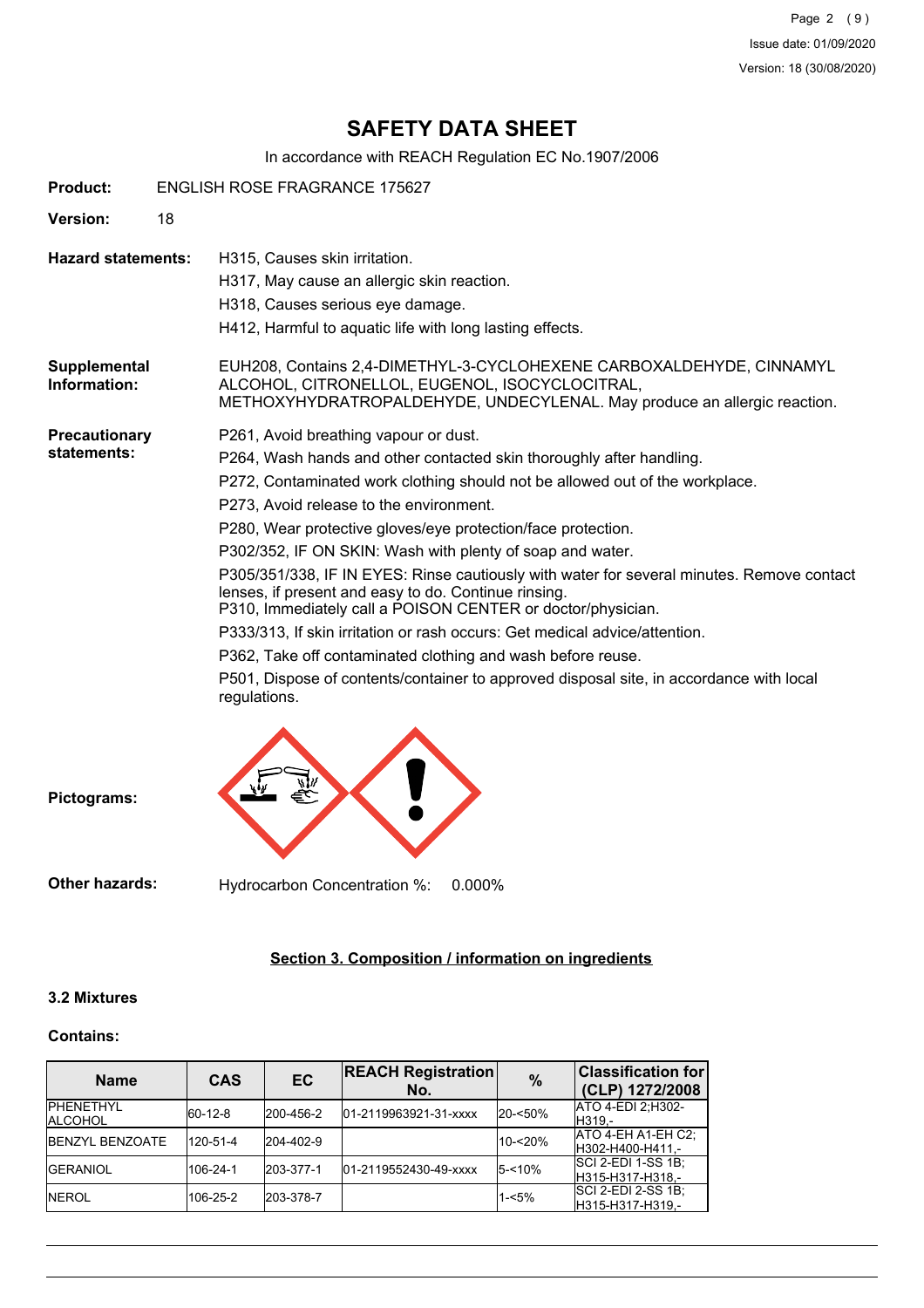# SAFETY DATA SHEET

In accordance with REACH Regulation EC No.1907/2006

**Product:** ENGLISH ROSE FRAGRANCE 175627

**Version:** 18

**Hazard statements:**
H315, Causes skin irritation.
H317, May cause an allergic skin reaction.
H318, Causes serious eye damage.
H412, Harmful to aquatic life with long lasting effects.

**Supplemental Information:** EUH208, Contains 2,4-DIMETHYL-3-CYCLOHEXENE CARBOXALDEHYDE, CINNAMYL ALCOHOL, CITRONELLOL, EUGENOL, ISOCYCLOCITRAL, METHOXYHYDRATROPALDEHYDE, UNDECYLENAL. May produce an allergic reaction.

**Precautionary statements:**
P261, Avoid breathing vapour or dust.
P264, Wash hands and other contacted skin thoroughly after handling.
P272, Contaminated work clothing should not be allowed out of the workplace.
P273, Avoid release to the environment.
P280, Wear protective gloves/eye protection/face protection.
P302/352, IF ON SKIN: Wash with plenty of soap and water.
P305/351/338, IF IN EYES: Rinse cautiously with water for several minutes. Remove contact lenses, if present and easy to do. Continue rinsing.
P310, Immediately call a POISON CENTER or doctor/physician.
P333/313, If skin irritation or rash occurs: Get medical advice/attention.
P362, Take off contaminated clothing and wash before reuse.
P501, Dispose of contents/container to approved disposal site, in accordance with local regulations.

**Pictograms:**

**Other hazards:** Hydrocarbon Concentration %: 0.000%

## Section 3. Composition / information on ingredients

### 3.2 Mixtures

**Contains:**

| Name | CAS | EC | REACH Registration No. | % | Classification for (CLP) 1272/2008 |
|---|---|---|---|---|---|
| PHENETHYL ALCOHOL | 60-12-8 | 200-456-2 | 01-2119963921-31-xxxx | 20-<50% | ATO 4-EDI 2;H302-H319,- |
| BENZYL BENZOATE | 120-51-4 | 204-402-9 | | 10-<20% | ATO 4-EH A1-EH C2;H302-H400-H411,- |
| GERANIOL | 106-24-1 | 203-377-1 | 01-2119552430-49-xxxx | 5-<10% | SCI 2-EDI 1-SS 1B;H315-H317-H318,- |
| NEROL | 106-25-2 | 203-378-7 | | 1-<5% | SCI 2-EDI 2-SS 1B;H315-H317-H319,- |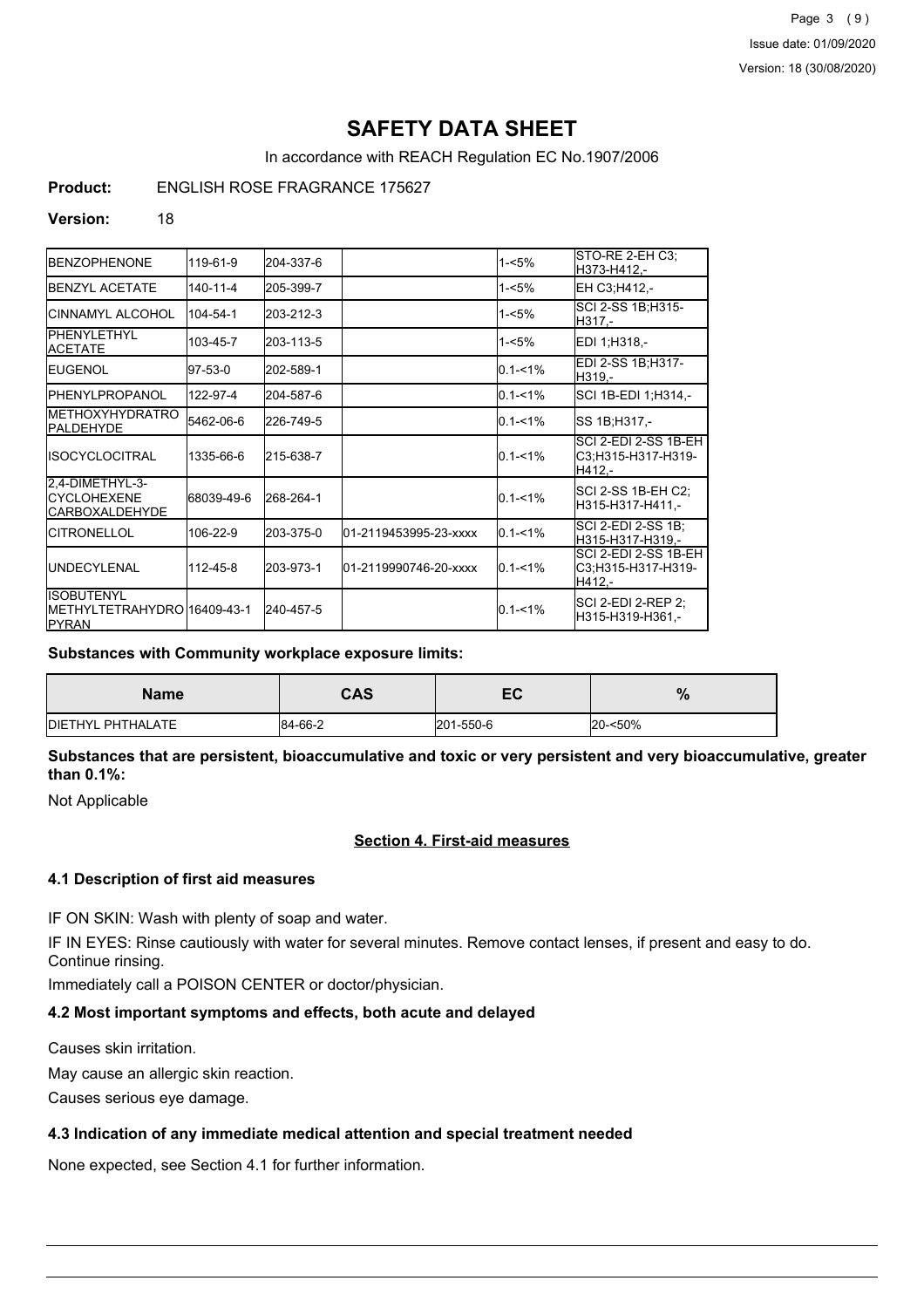# SAFETY DATA SHEET

In accordance with REACH Regulation EC No.1907/2006

**Product:** ENGLISH ROSE FRAGRANCE 175627

**Version:** 18

| | | | | | |
|---|---|---|---|---|---|
| BENZOPHENONE | 119-61-9 | 204-337-6 | | 1-<5% | STO-RE 2-EH C3;H373-H412,- |
| BENZYL ACETATE | 140-11-4 | 205-399-7 | | 1-<5% | EH C3;H412,- |
| CINNAMYL ALCOHOL | 104-54-1 | 203-212-3 | | 1-<5% | SCI 2-SS 1B;H315-H317,- |
| PHENYLETHYL ACETATE | 103-45-7 | 203-113-5 | | 1-<5% | EDI 1;H318,- |
| EUGENOL | 97-53-0 | 202-589-1 | | 0.1-<1% | EDI 2-SS 1B;H317-H319,- |
| PHENYLPROPANOL | 122-97-4 | 204-587-6 | | 0.1-<1% | SCI 1B-EDI 1;H314,- |
| METHOXYHYDRATROPALDEHYDE | 5462-06-6 | 226-749-5 | | 0.1-<1% | SS 1B;H317,- |
| ISOCYCLOCITRAL | 1335-66-6 | 215-638-7 | | 0.1-<1% | SCI 2-EDI 2-SS 1B-EH C3;H315-H317-H319-H412,- |
| 2,4-DIMETHYL-3-CYCLOHEXENE CARBOXALDEHYDE | 68039-49-6 | 268-264-1 | | 0.1-<1% | SCI 2-SS 1B-EH C2;H315-H317-H411,- |
| CITRONELLOL | 106-22-9 | 203-375-0 | 01-2119453995-23-xxxx | 0.1-<1% | SCI 2-EDI 2-SS 1B;H315-H317-H319,- |
| UNDECYLENAL | 112-45-8 | 203-973-1 | 01-2119990746-20-xxxx | 0.1-<1% | SCI 2-EDI 2-SS 1B-EH C3;H315-H317-H319-H412,- |
| ISOBUTENYL METHYLTETRAHYDROPYRAN | 16409-43-1 | 240-457-5 | | 0.1-<1% | SCI 2-EDI 2-REP 2;H315-H319-H361,- |

**Substances with Community workplace exposure limits:**

| Name | CAS | EC | % |
|---|---|---|---|
| DIETHYL PHTHALATE | 84-66-2 | 201-550-6 | 20-<50% |

**Substances that are persistent, bioaccumulative and toxic or very persistent and very bioaccumulative, greater than 0.1%:**

Not Applicable

## Section 4. First-aid measures

### 4.1 Description of first aid measures

IF ON SKIN: Wash with plenty of soap and water.

IF IN EYES: Rinse cautiously with water for several minutes. Remove contact lenses, if present and easy to do. Continue rinsing.

Immediately call a POISON CENTER or doctor/physician.

### 4.2 Most important symptoms and effects, both acute and delayed

Causes skin irritation.

May cause an allergic skin reaction.

Causes serious eye damage.

### 4.3 Indication of any immediate medical attention and special treatment needed

None expected, see Section 4.1 for further information.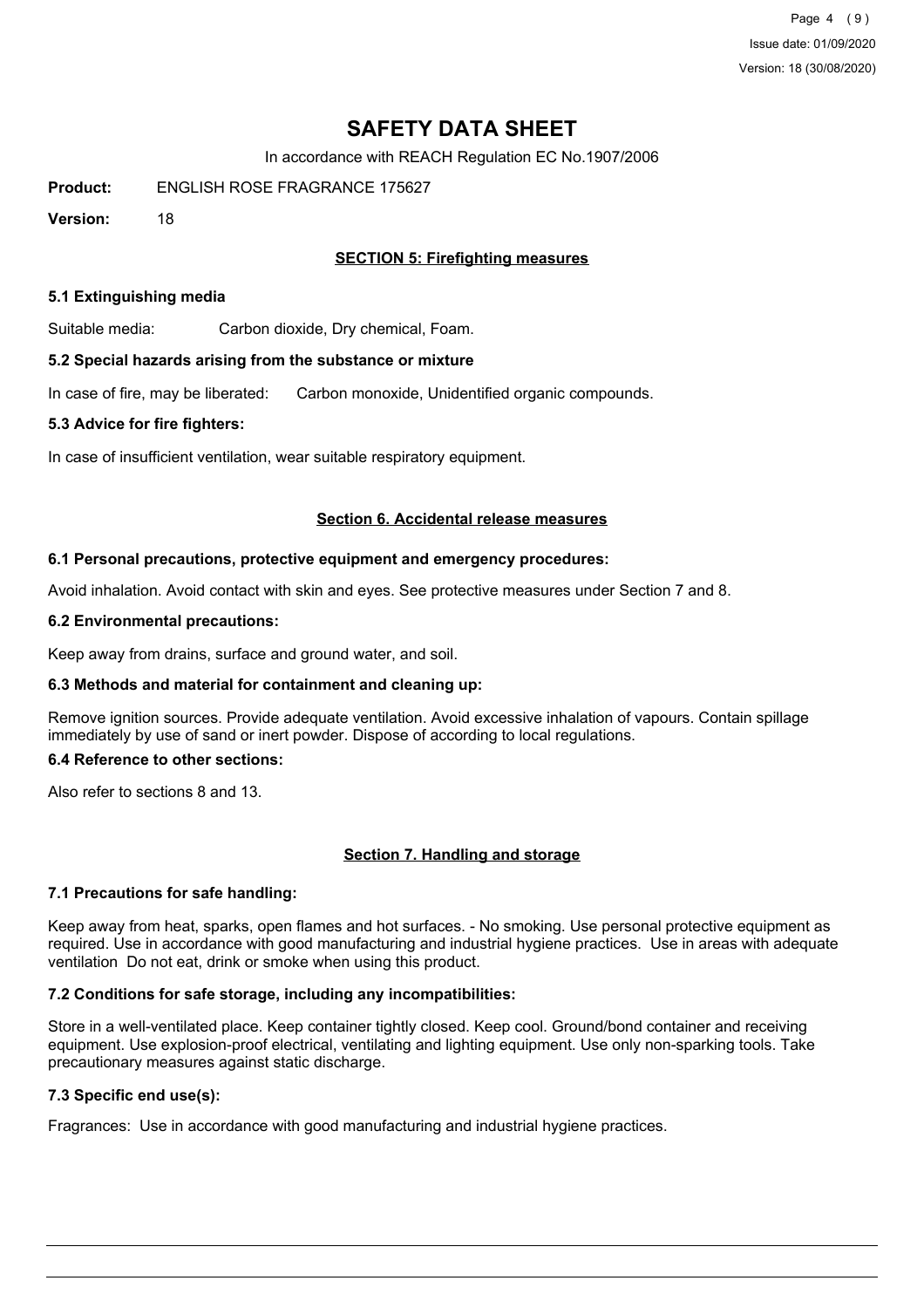# SAFETY DATA SHEET

In accordance with REACH Regulation EC No.1907/2006

**Product:** ENGLISH ROSE FRAGRANCE 175627

**Version:** 18

## SECTION 5: Firefighting measures

### 5.1 Extinguishing media

Suitable media: Carbon dioxide, Dry chemical, Foam.

### 5.2 Special hazards arising from the substance or mixture

In case of fire, may be liberated: Carbon monoxide, Unidentified organic compounds.

### 5.3 Advice for fire fighters:

In case of insufficient ventilation, wear suitable respiratory equipment.

## Section 6. Accidental release measures

### 6.1 Personal precautions, protective equipment and emergency procedures:

Avoid inhalation. Avoid contact with skin and eyes. See protective measures under Section 7 and 8.

### 6.2 Environmental precautions:

Keep away from drains, surface and ground water, and soil.

### 6.3 Methods and material for containment and cleaning up:

Remove ignition sources. Provide adequate ventilation. Avoid excessive inhalation of vapours. Contain spillage immediately by use of sand or inert powder. Dispose of according to local regulations.

### 6.4 Reference to other sections:

Also refer to sections 8 and 13.

## Section 7. Handling and storage

### 7.1 Precautions for safe handling:

Keep away from heat, sparks, open flames and hot surfaces. - No smoking. Use personal protective equipment as required. Use in accordance with good manufacturing and industrial hygiene practices. Use in areas with adequate ventilation Do not eat, drink or smoke when using this product.

### 7.2 Conditions for safe storage, including any incompatibilities:

Store in a well-ventilated place. Keep container tightly closed. Keep cool. Ground/bond container and receiving equipment. Use explosion-proof electrical, ventilating and lighting equipment. Use only non-sparking tools. Take precautionary measures against static discharge.

### 7.3 Specific end use(s):

Fragrances: Use in accordance with good manufacturing and industrial hygiene practices.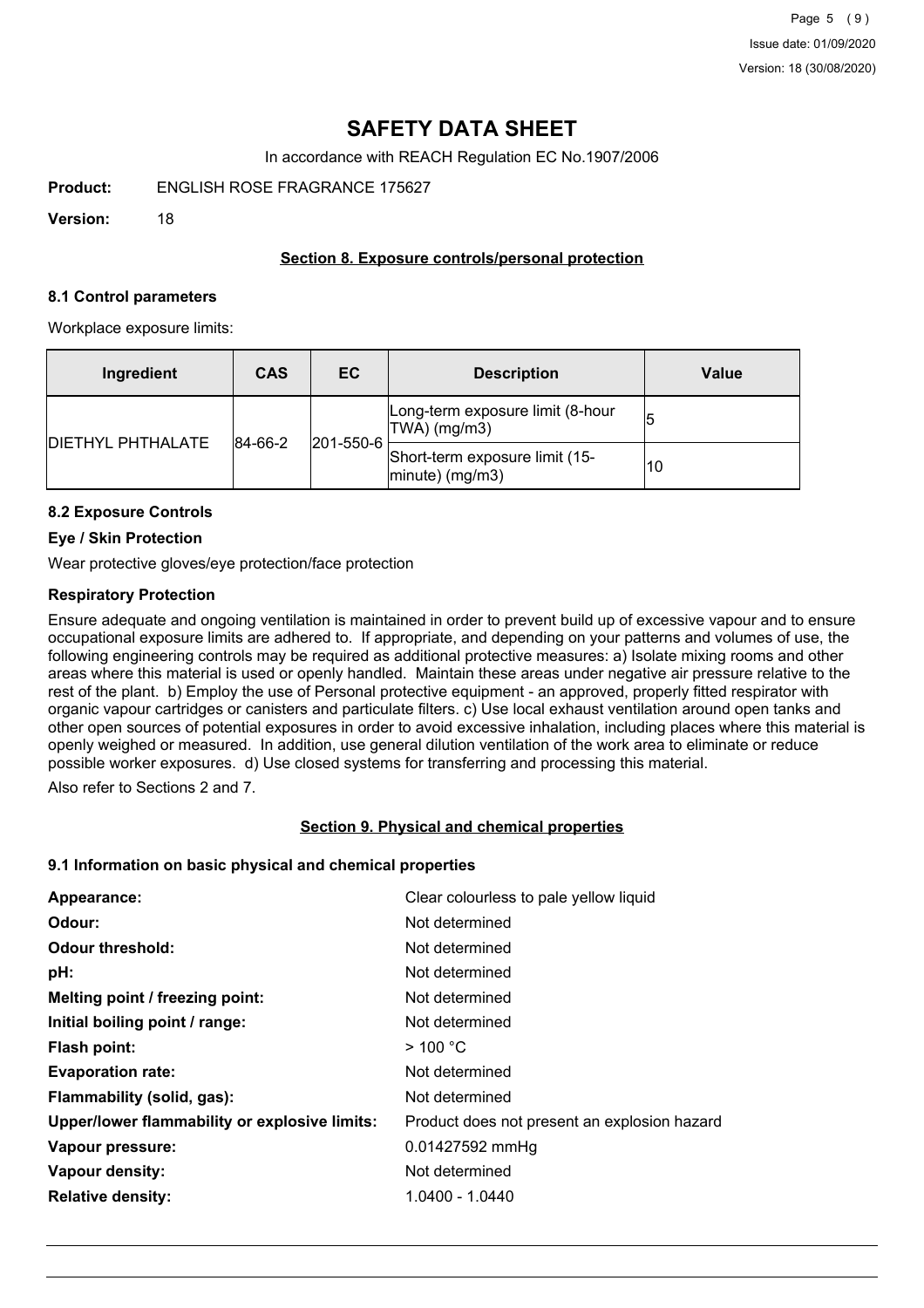# SAFETY DATA SHEET

In accordance with REACH Regulation EC No.1907/2006

**Product:** ENGLISH ROSE FRAGRANCE 175627

**Version:** 18

## Section 8. Exposure controls/personal protection

### 8.1 Control parameters

Workplace exposure limits:

| Ingredient | CAS | EC | Description | Value |
|---|---|---|---|---|
| DIETHYL PHTHALATE | 84-66-2 | 201-550-6 | Long-term exposure limit (8-hour TWA) (mg/m3) | 5 |
| | | | Short-term exposure limit (15-minute) (mg/m3) | 10 |

### 8.2 Exposure Controls

**Eye / Skin Protection**

Wear protective gloves/eye protection/face protection

**Respiratory Protection**

Ensure adequate and ongoing ventilation is maintained in order to prevent build up of excessive vapour and to ensure occupational exposure limits are adhered to. If appropriate, and depending on your patterns and volumes of use, the following engineering controls may be required as additional protective measures: a) Isolate mixing rooms and other areas where this material is used or openly handled. Maintain these areas under negative air pressure relative to the rest of the plant. b) Employ the use of Personal protective equipment - an approved, properly fitted respirator with organic vapour cartridges or canisters and particulate filters. c) Use local exhaust ventilation around open tanks and other open sources of potential exposures in order to avoid excessive inhalation, including places where this material is openly weighed or measured. In addition, use general dilution ventilation of the work area to eliminate or reduce possible worker exposures. d) Use closed systems for transferring and processing this material.

Also refer to Sections 2 and 7.

## Section 9. Physical and chemical properties

### 9.1 Information on basic physical and chemical properties

| | |
|---|---|
| **Appearance:** | Clear colourless to pale yellow liquid |
| **Odour:** | Not determined |
| **Odour threshold:** | Not determined |
| **pH:** | Not determined |
| **Melting point / freezing point:** | Not determined |
| **Initial boiling point / range:** | Not determined |
| **Flash point:** | > 100 °C |
| **Evaporation rate:** | Not determined |
| **Flammability (solid, gas):** | Not determined |
| **Upper/lower flammability or explosive limits:** | Product does not present an explosion hazard |
| **Vapour pressure:** | 0.01427592 mmHg |
| **Vapour density:** | Not determined |
| **Relative density:** | 1.0400 - 1.0440 |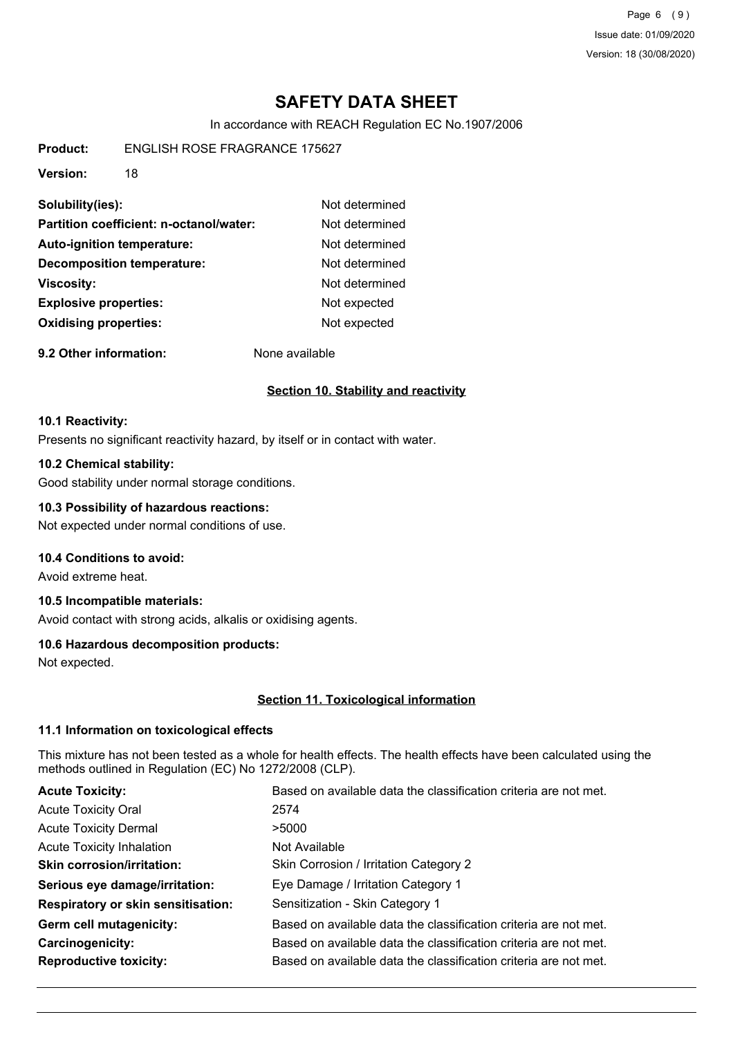# SAFETY DATA SHEET

In accordance with REACH Regulation EC No.1907/2006

**Product:** ENGLISH ROSE FRAGRANCE 175627

**Version:** 18

| | |
|---|---|
| **Solubility(ies):** | Not determined |
| **Partition coefficient: n-octanol/water:** | Not determined |
| **Auto-ignition temperature:** | Not determined |
| **Decomposition temperature:** | Not determined |
| **Viscosity:** | Not determined |
| **Explosive properties:** | Not expected |
| **Oxidising properties:** | Not expected |

**9.2 Other information:** None available

## Section 10. Stability and reactivity

**10.1 Reactivity:**

Presents no significant reactivity hazard, by itself or in contact with water.

**10.2 Chemical stability:**

Good stability under normal storage conditions.

**10.3 Possibility of hazardous reactions:**

Not expected under normal conditions of use.

**10.4 Conditions to avoid:**

Avoid extreme heat.

**10.5 Incompatible materials:**

Avoid contact with strong acids, alkalis or oxidising agents.

**10.6 Hazardous decomposition products:**

Not expected.

## Section 11. Toxicological information

**11.1 Information on toxicological effects**

This mixture has not been tested as a whole for health effects. The health effects have been calculated using the methods outlined in Regulation (EC) No 1272/2008 (CLP).

| | |
|---|---|
| **Acute Toxicity:** | Based on available data the classification criteria are not met. |
| Acute Toxicity Oral | 2574 |
| Acute Toxicity Dermal | >5000 |
| Acute Toxicity Inhalation | Not Available |
| **Skin corrosion/irritation:** | Skin Corrosion / Irritation Category 2 |
| **Serious eye damage/irritation:** | Eye Damage / Irritation Category 1 |
| **Respiratory or skin sensitisation:** | Sensitization - Skin Category 1 |
| **Germ cell mutagenicity:** | Based on available data the classification criteria are not met. |
| **Carcinogenicity:** | Based on available data the classification criteria are not met. |
| **Reproductive toxicity:** | Based on available data the classification criteria are not met. |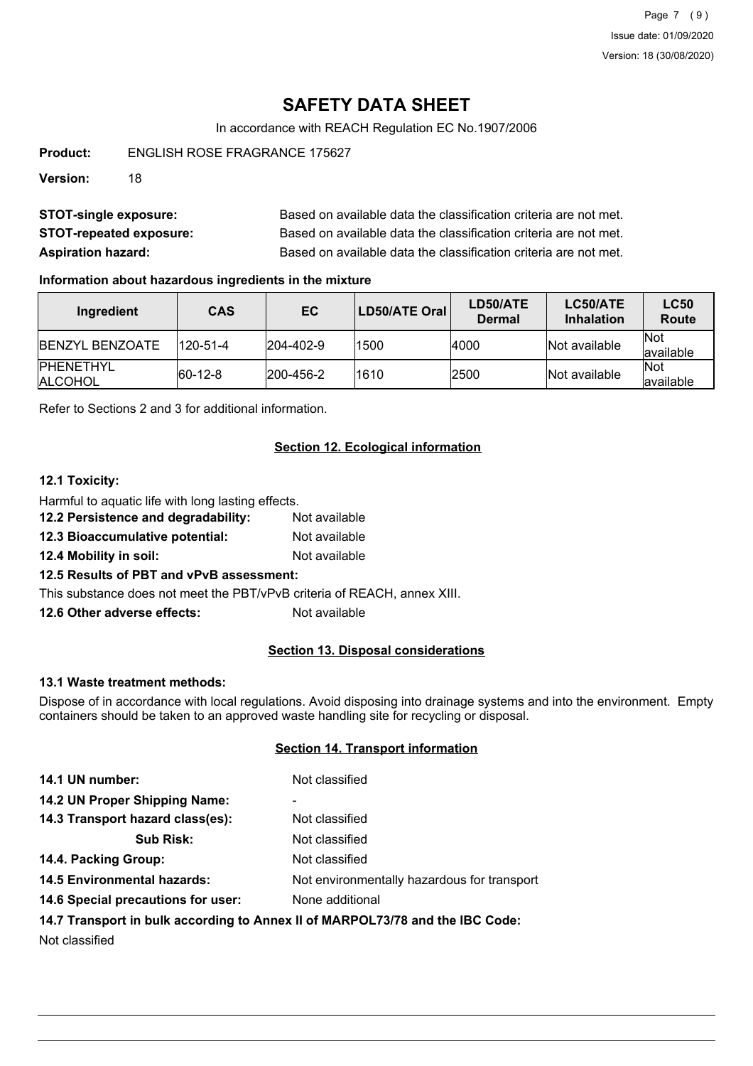# SAFETY DATA SHEET

In accordance with REACH Regulation EC No.1907/2006

**Product:** ENGLISH ROSE FRAGRANCE 175627

**Version:** 18

**STOT-single exposure:** Based on available data the classification criteria are not met.

**STOT-repeated exposure:** Based on available data the classification criteria are not met.

**Aspiration hazard:** Based on available data the classification criteria are not met.

**Information about hazardous ingredients in the mixture**

| Ingredient | CAS | EC | LD50/ATE Oral | LD50/ATE Dermal | LC50/ATE Inhalation | LC50 Route |
|---|---|---|---|---|---|---|
| BENZYL BENZOATE | 120-51-4 | 204-402-9 | 1500 | 4000 | Not available | Not available |
| PHENETHYL ALCOHOL | 60-12-8 | 200-456-2 | 1610 | 2500 | Not available | Not available |

Refer to Sections 2 and 3 for additional information.

## Section 12. Ecological information

**12.1 Toxicity:**

Harmful to aquatic life with long lasting effects.

**12.2 Persistence and degradability:** Not available

**12.3 Bioaccumulative potential:** Not available

**12.4 Mobility in soil:** Not available

**12.5 Results of PBT and vPvB assessment:**

This substance does not meet the PBT/vPvB criteria of REACH, annex XIII.

**12.6 Other adverse effects:** Not available

## Section 13. Disposal considerations

**13.1 Waste treatment methods:**

Dispose of in accordance with local regulations. Avoid disposing into drainage systems and into the environment. Empty containers should be taken to an approved waste handling site for recycling or disposal.

## Section 14. Transport information

**14.1 UN number:** Not classified

**14.2 UN Proper Shipping Name:** -

**14.3 Transport hazard class(es):** Not classified

**Sub Risk:** Not classified

**14.4. Packing Group:** Not classified

**14.5 Environmental hazards:** Not environmentally hazardous for transport

**14.6 Special precautions for user:** None additional

**14.7 Transport in bulk according to Annex II of MARPOL73/78 and the IBC Code:**

Not classified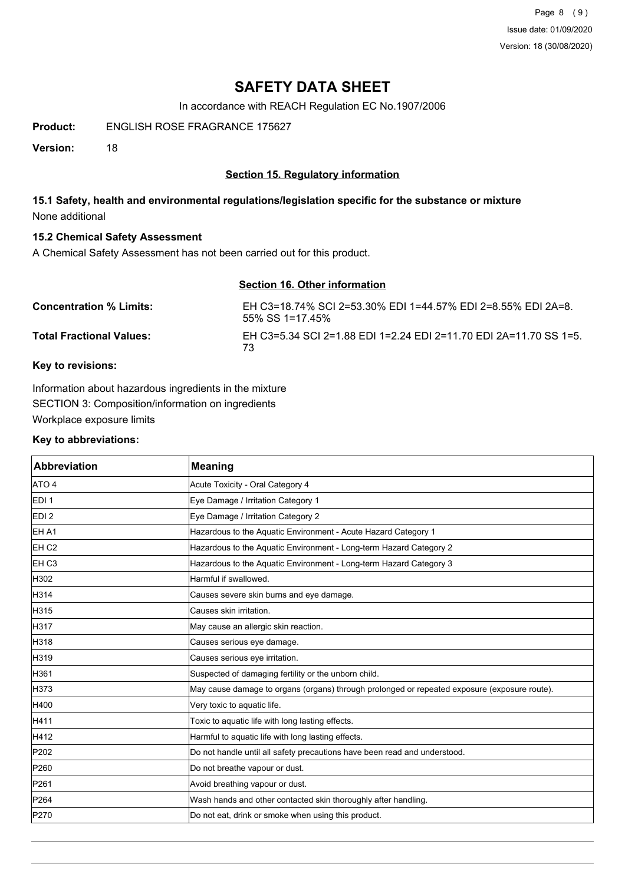# SAFETY DATA SHEET

In accordance with REACH Regulation EC No.1907/2006

**Product:** ENGLISH ROSE FRAGRANCE 175627

**Version:** 18

## Section 15. Regulatory information

### 15.1 Safety, health and environmental regulations/legislation specific for the substance or mixture

None additional

### 15.2 Chemical Safety Assessment

A Chemical Safety Assessment has not been carried out for this product.

## Section 16. Other information

**Concentration % Limits:** EH C3=18.74% SCI 2=53.30% EDI 1=44.57% EDI 2=8.55% EDI 2A=8.55% SS 1=17.45%

**Total Fractional Values:** EH C3=5.34 SCI 2=1.88 EDI 1=2.24 EDI 2=11.70 EDI 2A=11.70 SS 1=5.73

**Key to revisions:**

Information about hazardous ingredients in the mixture

SECTION 3: Composition/information on ingredients

Workplace exposure limits

**Key to abbreviations:**

| Abbreviation | Meaning |
|---|---|
| ATO 4 | Acute Toxicity - Oral Category 4 |
| EDI 1 | Eye Damage / Irritation Category 1 |
| EDI 2 | Eye Damage / Irritation Category 2 |
| EH A1 | Hazardous to the Aquatic Environment - Acute Hazard Category 1 |
| EH C2 | Hazardous to the Aquatic Environment - Long-term Hazard Category 2 |
| EH C3 | Hazardous to the Aquatic Environment - Long-term Hazard Category 3 |
| H302 | Harmful if swallowed. |
| H314 | Causes severe skin burns and eye damage. |
| H315 | Causes skin irritation. |
| H317 | May cause an allergic skin reaction. |
| H318 | Causes serious eye damage. |
| H319 | Causes serious eye irritation. |
| H361 | Suspected of damaging fertility or the unborn child. |
| H373 | May cause damage to organs (organs) through prolonged or repeated exposure (exposure route). |
| H400 | Very toxic to aquatic life. |
| H411 | Toxic to aquatic life with long lasting effects. |
| H412 | Harmful to aquatic life with long lasting effects. |
| P202 | Do not handle until all safety precautions have been read and understood. |
| P260 | Do not breathe vapour or dust. |
| P261 | Avoid breathing vapour or dust. |
| P264 | Wash hands and other contacted skin thoroughly after handling. |
| P270 | Do not eat, drink or smoke when using this product. |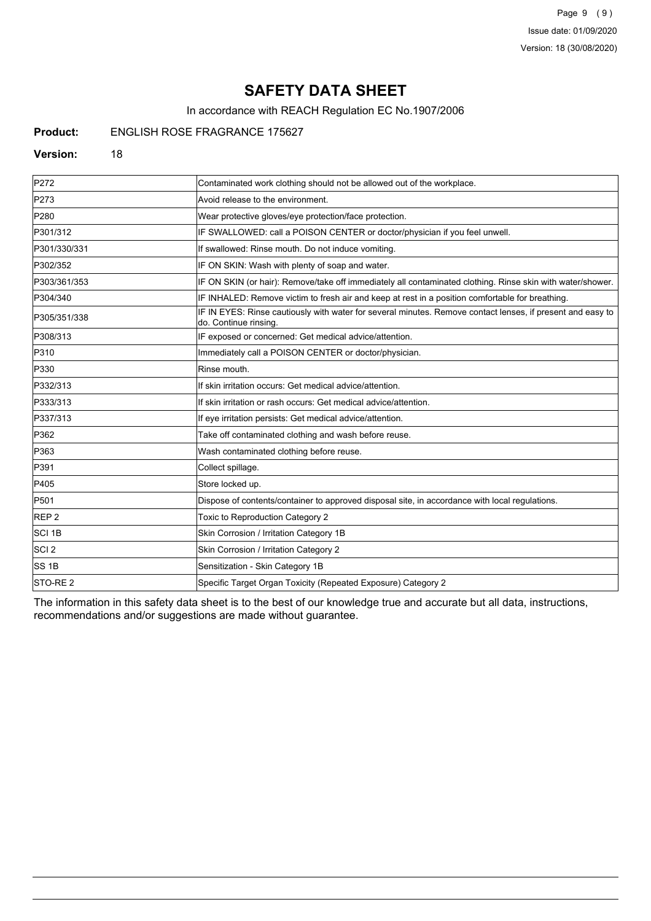# SAFETY DATA SHEET

In accordance with REACH Regulation EC No.1907/2006

**Product:** ENGLISH ROSE FRAGRANCE 175627

**Version:** 18

| | |
|---|---|
| P272 | Contaminated work clothing should not be allowed out of the workplace. |
| P273 | Avoid release to the environment. |
| P280 | Wear protective gloves/eye protection/face protection. |
| P301/312 | IF SWALLOWED: call a POISON CENTER or doctor/physician if you feel unwell. |
| P301/330/331 | If swallowed: Rinse mouth. Do not induce vomiting. |
| P302/352 | IF ON SKIN: Wash with plenty of soap and water. |
| P303/361/353 | IF ON SKIN (or hair): Remove/take off immediately all contaminated clothing. Rinse skin with water/shower. |
| P304/340 | IF INHALED: Remove victim to fresh air and keep at rest in a position comfortable for breathing. |
| P305/351/338 | IF IN EYES: Rinse cautiously with water for several minutes. Remove contact lenses, if present and easy to do. Continue rinsing. |
| P308/313 | IF exposed or concerned: Get medical advice/attention. |
| P310 | Immediately call a POISON CENTER or doctor/physician. |
| P330 | Rinse mouth. |
| P332/313 | If skin irritation occurs: Get medical advice/attention. |
| P333/313 | If skin irritation or rash occurs: Get medical advice/attention. |
| P337/313 | If eye irritation persists: Get medical advice/attention. |
| P362 | Take off contaminated clothing and wash before reuse. |
| P363 | Wash contaminated clothing before reuse. |
| P391 | Collect spillage. |
| P405 | Store locked up. |
| P501 | Dispose of contents/container to approved disposal site, in accordance with local regulations. |
| REP 2 | Toxic to Reproduction Category 2 |
| SCI 1B | Skin Corrosion / Irritation Category 1B |
| SCI 2 | Skin Corrosion / Irritation Category 2 |
| SS 1B | Sensitization - Skin Category 1B |
| STO-RE 2 | Specific Target Organ Toxicity (Repeated Exposure) Category 2 |

The information in this safety data sheet is to the best of our knowledge true and accurate but all data, instructions, recommendations and/or suggestions are made without guarantee.